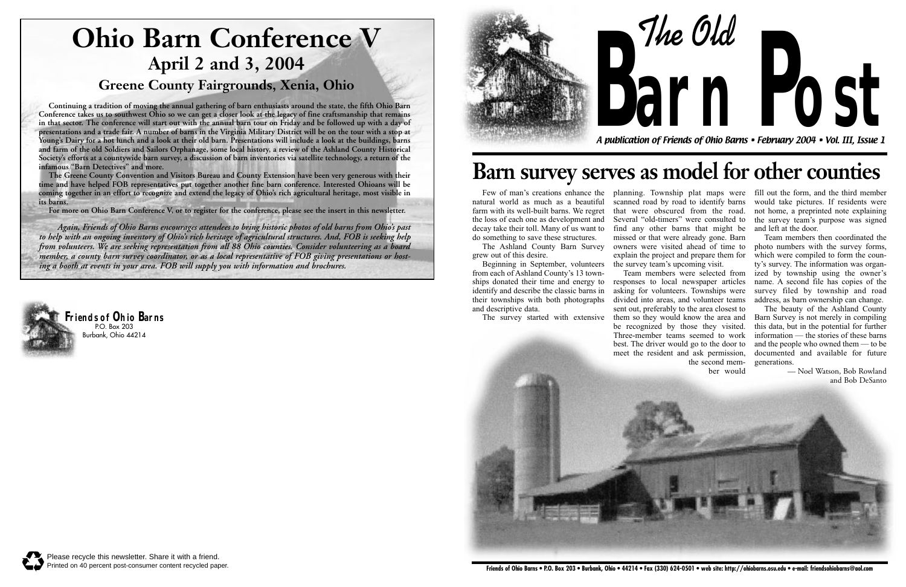# Ohio Barn Conference V

## April 2 and 3, 2004

### Greene County Fairgrounds, Xenia, Ohio

**Continuing a tradition of moving the annual gathering of barn enthusiasts around the state, the fifth Ohio Barn Conference takes us to southwest Ohio so we can get a closer look at the legacy of fine craftsmanship that remains in that sector. The conference will start out with the annual barn tour on Friday and be followed up with a day of presentations and a trade fair. A number of barns in the Virginia Military District will be on the tour with a stop at Young's Dairy for a hot lunch and a look at their old barn. Presentations will include a look at the buildings, barns and farm of the old Soldiers and Sailors Orphanage, some local history, a review of the Ashland County Historical Society's efforts at a countywide barn survey, a discussion of barn inventories via satellite technology, a return of the infamous "Barn Detectives" and more.**

**The Greene County Convention and Visitors Bureau and County Extension have been very generous with their time and have helped FOB representatives put together another fine barn conference. Interested Ohioans will be coming together in an effort to recognize and extend the legacy of Ohio's rich agricultural heritage, most visible in its barns.**

**For more on Ohio Barn Conference V, or to register for the conference, please see the insert in this newsletter.**

***Again, Friends of Ohio Barns encourages attendees to bring historic photos of old barns from Ohio's past to help with an ongoing inventory of Ohio's rich heritage of agricultural structures. And, FOB is seeking help from volunteers. We are seeking representation from all 88 Ohio counties. Consider volunteering as a board member, a county barn survey coordinator, or as a local representative of FOB giving presentations or hosting a booth at events in your area. FOB will supply you with information and brochures.***

**Friends of Ohio Barns**
P.O. Box 203
Burbank, Ohio 44214

Please recycle this newsletter. Share it with a friend.
Printed on 40 percent post-consumer content recycled paper.

# The Old Barn Post

*A publication of Friends of Ohio Barns • February 2004 • Vol. III, Issue 1*

## Barn survey serves as model for other counties

Few of man's creations enhance the natural world as much as a beautiful farm with its well-built barns. We regret the loss of each one as development and decay take their toll. Many of us want to do something to save these structures.

The Ashland County Barn Survey grew out of this desire.

Beginning in September, volunteers from each of Ashland County's 13 townships donated their time and energy to identify and describe the classic barns in their townships with both photographs and descriptive data.

The survey started with extensive planning. Township plat maps were scanned road by road to identify barns that were obscured from the road. Several "old-timers" were consulted to find any other barns that might be missed or that were already gone. Barn owners were visited ahead of time to explain the project and prepare them for the survey team's upcoming visit.

Team members were selected from responses to local newspaper articles asking for volunteers. Townships were divided into areas, and volunteer teams sent out, preferably to the area closest to them so they would know the area and be recognized by those they visited. Three-member teams seemed to work best. The driver would go to the door to meet the resident and ask permission, the second member would fill out the form, and the third member would take pictures. If residents were not home, a preprinted note explaining the survey team's purpose was signed and left at the door.

Team members then coordinated the photo numbers with the survey forms, which were compiled to form the county's survey. The information was organized by township using the owner's name. A second file has copies of the survey filed by township and road address, as barn ownership can change.

The beauty of the Ashland County Barn Survey is not merely in compiling this data, but in the potential for further information — the stories of these barns and the people who owned them — to be documented and available for future generations.

— Noel Watson, Bob Rowland and Bob DeSanto

**Friends of Ohio Barns • P.O. Box 203 • Burbank, Ohio • 44214 • Fax (330) 624-0501 • web site: http://ohiobarns.osu.edu • e-mail: friendsohiobarns@aol.com**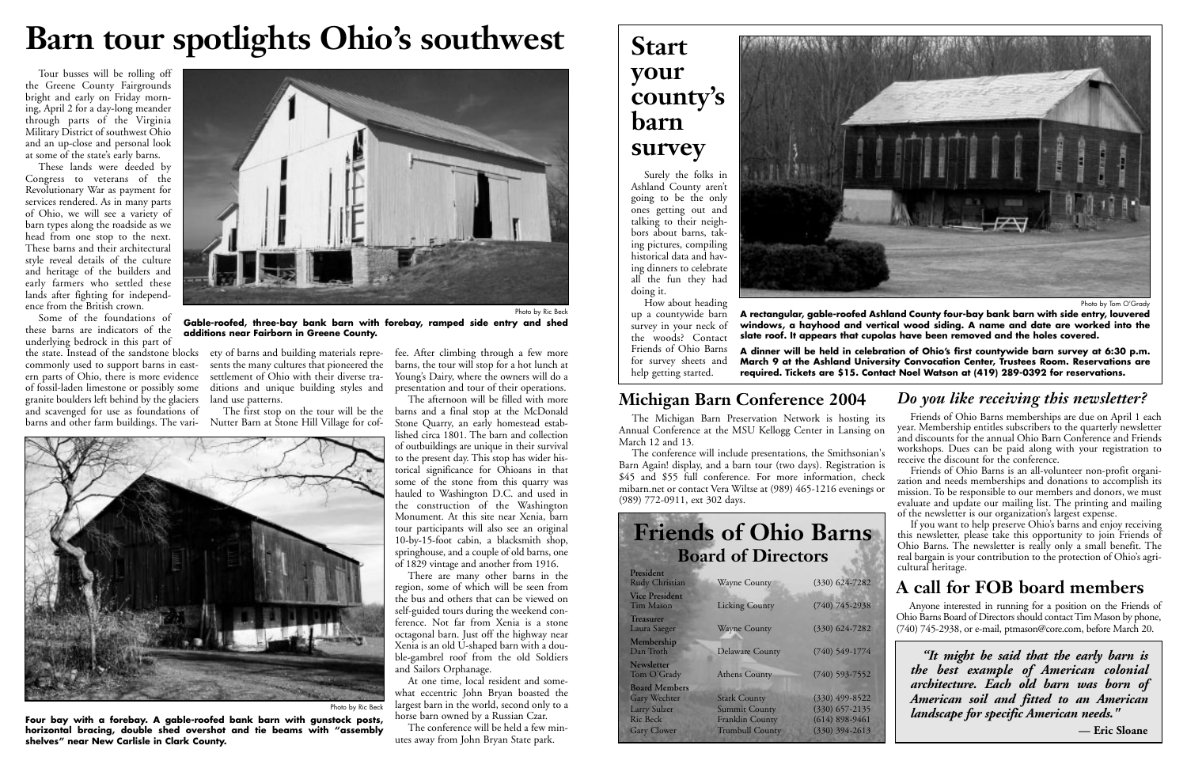# Barn tour spotlights Ohio's southwest

Tour busses will be rolling off the Greene County Fairgrounds bright and early on Friday morning, April 2 for a day-long meander through parts of the Virginia Military District of southwest Ohio and an up-close and personal look at some of the state's early barns.

These lands were deeded by Congress to veterans of the Revolutionary War as payment for services rendered. As in many parts of Ohio, we will see a variety of barn types along the roadside as we head from one stop to the next. These barns and their architectural style reveal details of the culture and heritage of the builders and early farmers who settled these lands after fighting for independence from the British crown.

Some of the foundations of these barns are indicators of the underlying bedrock in this part of the state. Instead of the sandstone blocks commonly used to support barns in eastern parts of Ohio, there is more evidence of fossil-laden limestone or possibly some granite boulders left behind by the glaciers and scavenged for use as foundations of barns and other farm buildings. The variety of barns and building materials represents the many cultures that pioneered the settlement of Ohio with their diverse traditions and unique building styles and land use patterns.

The first stop on the tour will be the Nutter Barn at Stone Hill Village for coffee. After climbing through a few more barns, the tour will stop for a hot lunch at Young's Dairy, where the owners will do a presentation and tour of their operations.

The afternoon will be filled with more barns and a final stop at the McDonald Stone Quarry, an early homestead established circa 1801. The barn and collection of outbuildings are unique in their survival to the present day. This stop has wider historical significance for Ohioans in that some of the stone from this quarry was hauled to Washington D.C. and used in the construction of the Washington Monument. At this site near Xenia, barn tour participants will also see an original 10-by-15-foot cabin, a blacksmith shop, springhouse, and a couple of old barns, one of 1829 vintage and another from 1916.

There are many other barns in the region, some of which will be seen from the bus and others that can be viewed on self-guided tours during the weekend conference. Not far from Xenia is a stone octagonal barn. Just off the highway near Xenia is an old U-shaped barn with a double-gambrel roof from the old Soldiers and Sailors Orphanage.

At one time, local resident and somewhat eccentric John Bryan boasted the largest barn in the world, second only to a horse barn owned by a Russian Czar.

The conference will be held a few minutes away from John Bryan State park.

Photo by Ric Beck

**Gable-roofed, three-bay bank barn with forebay, ramped side entry and shed additions near Fairborn in Greene County.**

Photo by Ric Beck

**Four bay with a forebay. A gable-roofed bank barn with gunstock posts, horizontal bracing, double shed overshot and tie beams with "assembly shelves" near New Carlisle in Clark County.**

# Start your county's barn survey

Surely the folks in Ashland County aren't going to be the only ones getting out and talking to their neighbors about barns, taking pictures, compiling historical data and having dinners to celebrate all the fun they had doing it.

How about heading up a countywide barn survey in your neck of the woods? Contact Friends of Ohio Barns for survey sheets and help getting started.

Photo by Tom O'Grady

**A rectangular, gable-roofed Ashland County four-bay bank barn with side entry, louvered windows, a hayhood and vertical wood siding. A name and date are worked into the slate roof. It appears that cupolas have been removed and the holes covered.**

**A dinner will be held in celebration of Ohio's first countywide barn survey at 6:30 p.m. March 9 at the Ashland University Convocation Center, Trustees Room. Reservations are required. Tickets are $15. Contact Noel Watson at (419) 289-0392 for reservations.**

## Michigan Barn Conference 2004

The Michigan Barn Preservation Network is hosting its Annual Conference at the MSU Kellogg Center in Lansing on March 12 and 13.

The conference will include presentations, the Smithsonian's Barn Again! display, and a barn tour (two days). Registration is $45 and $55 full conference. For more information, check mibarn.net or contact Vera Wiltse at (989) 465-1216 evenings or (989) 772-0911, ext 302 days.

## Friends of Ohio Barns Board of Directors

| | | |
|---|---|---|
| **President** | | |
| Rudy Christian | Wayne County | (330) 624-7282 |
| **Vice President** | | |
| Tim Mason | Licking County | (740) 745-2938 |
| **Treasurer** | | |
| Laura Saeger | Wayne County | (330) 624-7282 |
| **Membership** | | |
| Dan Troth | Delaware County | (740) 549-1774 |
| **Newsletter** | | |
| Tom O'Grady | Athens County | (740) 593-7552 |
| **Board Members** | | |
| Gary Wechter | Stark County | (330) 499-8522 |
| Larry Sulzer | Summit County | (330) 657-2135 |
| Ric Beck | Franklin County | (614) 898-9461 |
| Gary Clower | Trumbull County | (330) 394-2613 |

## *Do you like receiving this newsletter?*

Friends of Ohio Barns memberships are due on April 1 each year. Membership entitles subscribers to the quarterly newsletter and discounts for the annual Ohio Barn Conference and Friends workshops. Dues can be paid along with your registration to receive the discount for the conference.

Friends of Ohio Barns is an all-volunteer non-profit organization and needs memberships and donations to accomplish its mission. To be responsible to our members and donors, we must evaluate and update our mailing list. The printing and mailing of the newsletter is our organization's largest expense.

If you want to help preserve Ohio's barns and enjoy receiving this newsletter, please take this opportunity to join Friends of Ohio Barns. The newsletter is really only a small benefit. The real bargain is your contribution to the protection of Ohio's agricultural heritage.

## A call for FOB board members

Anyone interested in running for a position on the Friends of Ohio Barns Board of Directors should contact Tim Mason by phone, (740) 745-2938, or e-mail, ptmason@core.com, before March 20.

> ***"It might be said that the early barn is the best example of American colonial architecture. Each old barn was born of American soil and fitted to an American landscape for specific American needs."***
>
> **— Eric Sloane**